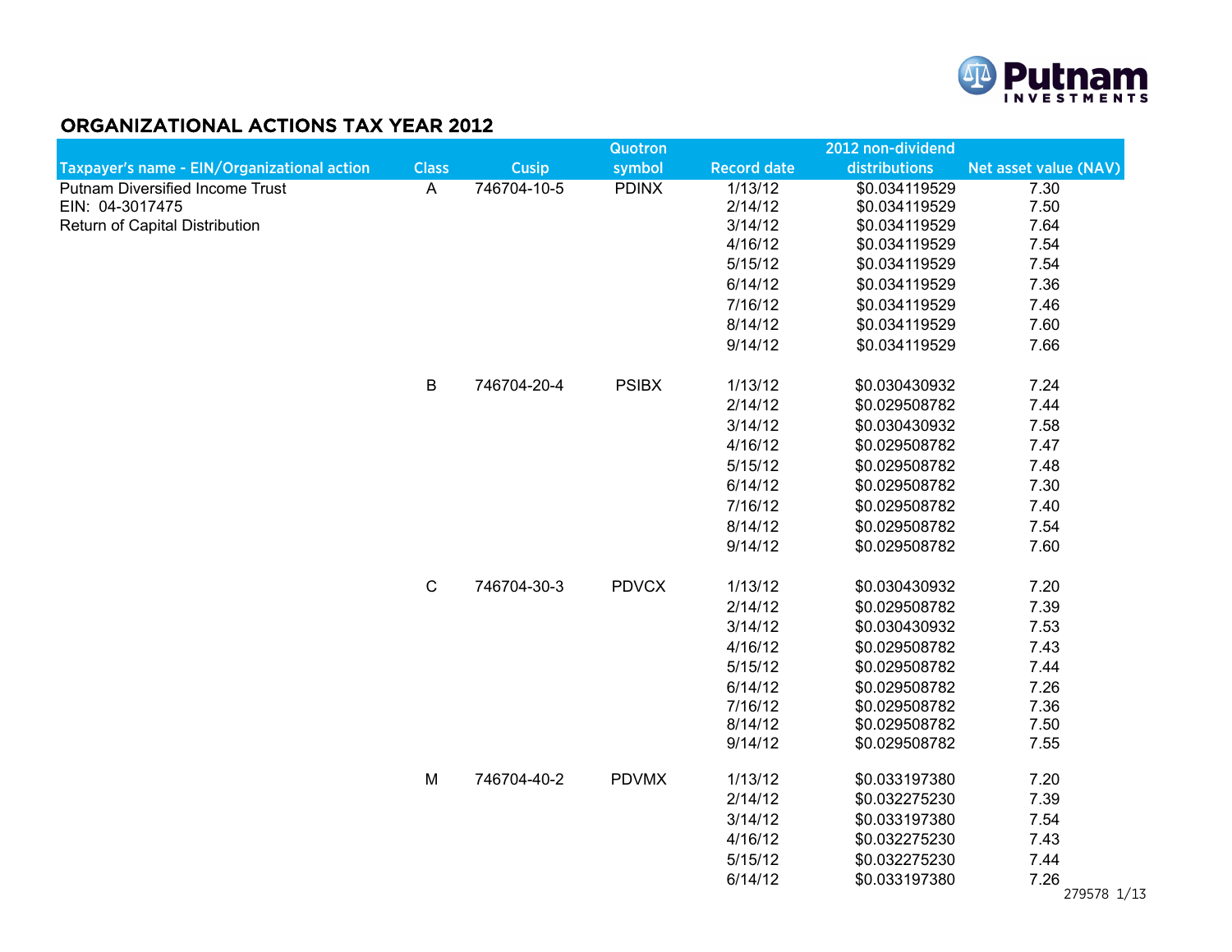# ORGANIZATIONAL ACTIONS TAX YEAR 2012

| Taxpayer's name - EIN/Organizational action | Class | Cusip | Quotron symbol | Record date | 2012 non-dividend distributions | Net asset value (NAV) |
|---|---|---|---|---|---|---|
| Putnam Diversified Income Trust | A | 746704-10-5 | PDINX | 1/13/12 | $0.034119529 | 7.30 |
| EIN: 04-3017475 | | | | 2/14/12 | $0.034119529 | 7.50 |
| Return of Capital Distribution | | | | 3/14/12 | $0.034119529 | 7.64 |
| | | | | 4/16/12 | $0.034119529 | 7.54 |
| | | | | 5/15/12 | $0.034119529 | 7.54 |
| | | | | 6/14/12 | $0.034119529 | 7.36 |
| | | | | 7/16/12 | $0.034119529 | 7.46 |
| | | | | 8/14/12 | $0.034119529 | 7.60 |
| | | | | 9/14/12 | $0.034119529 | 7.66 |
| | B | 746704-20-4 | PSIBX | 1/13/12 | $0.030430932 | 7.24 |
| | | | | 2/14/12 | $0.029508782 | 7.44 |
| | | | | 3/14/12 | $0.030430932 | 7.58 |
| | | | | 4/16/12 | $0.029508782 | 7.47 |
| | | | | 5/15/12 | $0.029508782 | 7.48 |
| | | | | 6/14/12 | $0.029508782 | 7.30 |
| | | | | 7/16/12 | $0.029508782 | 7.40 |
| | | | | 8/14/12 | $0.029508782 | 7.54 |
| | | | | 9/14/12 | $0.029508782 | 7.60 |
| | C | 746704-30-3 | PDVCX | 1/13/12 | $0.030430932 | 7.20 |
| | | | | 2/14/12 | $0.029508782 | 7.39 |
| | | | | 3/14/12 | $0.030430932 | 7.53 |
| | | | | 4/16/12 | $0.029508782 | 7.43 |
| | | | | 5/15/12 | $0.029508782 | 7.44 |
| | | | | 6/14/12 | $0.029508782 | 7.26 |
| | | | | 7/16/12 | $0.029508782 | 7.36 |
| | | | | 8/14/12 | $0.029508782 | 7.50 |
| | | | | 9/14/12 | $0.029508782 | 7.55 |
| | M | 746704-40-2 | PDVMX | 1/13/12 | $0.033197380 | 7.20 |
| | | | | 2/14/12 | $0.032275230 | 7.39 |
| | | | | 3/14/12 | $0.033197380 | 7.54 |
| | | | | 4/16/12 | $0.032275230 | 7.43 |
| | | | | 5/15/12 | $0.032275230 | 7.44 |
| | | | | 6/14/12 | $0.033197380 | 7.26 |

279578 1/13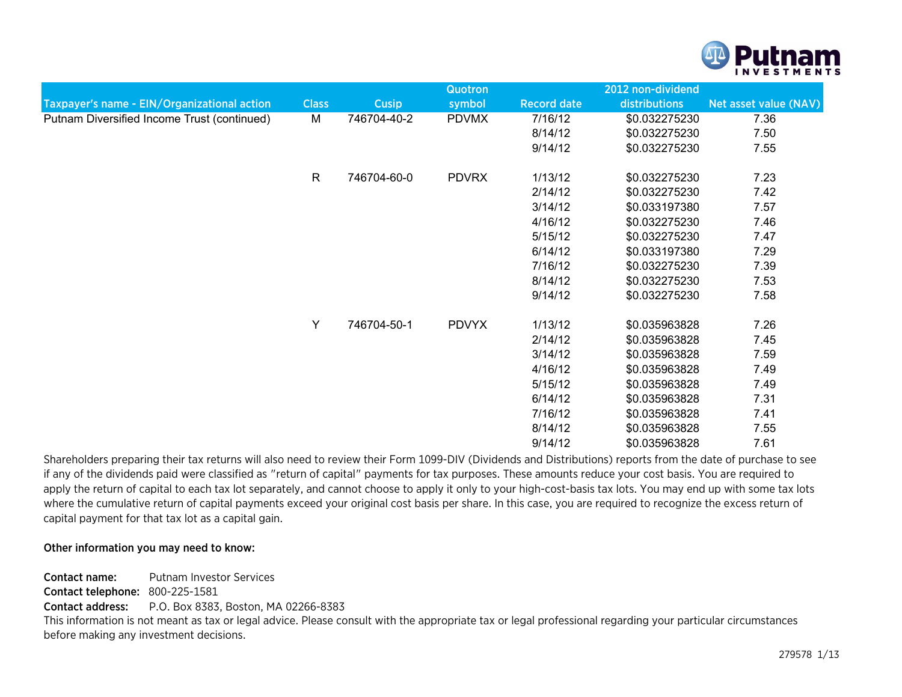| Taxpayer's name - EIN/Organizational action | Class | Cusip | Quotron symbol | Record date | 2012 non-dividend distributions | Net asset value (NAV) |
|---|---|---|---|---|---|---|
| Putnam Diversified Income Trust (continued) | M | 746704-40-2 | PDVMX | 7/16/12 | $0.032275230 | 7.36 |
| | | | | 8/14/12 | $0.032275230 | 7.50 |
| | | | | 9/14/12 | $0.032275230 | 7.55 |
| | R | 746704-60-0 | PDVRX | 1/13/12 | $0.032275230 | 7.23 |
| | | | | 2/14/12 | $0.032275230 | 7.42 |
| | | | | 3/14/12 | $0.033197380 | 7.57 |
| | | | | 4/16/12 | $0.032275230 | 7.46 |
| | | | | 5/15/12 | $0.032275230 | 7.47 |
| | | | | 6/14/12 | $0.033197380 | 7.29 |
| | | | | 7/16/12 | $0.032275230 | 7.39 |
| | | | | 8/14/12 | $0.032275230 | 7.53 |
| | | | | 9/14/12 | $0.032275230 | 7.58 |
| | Y | 746704-50-1 | PDVYX | 1/13/12 | $0.035963828 | 7.26 |
| | | | | 2/14/12 | $0.035963828 | 7.45 |
| | | | | 3/14/12 | $0.035963828 | 7.59 |
| | | | | 4/16/12 | $0.035963828 | 7.49 |
| | | | | 5/15/12 | $0.035963828 | 7.49 |
| | | | | 6/14/12 | $0.035963828 | 7.31 |
| | | | | 7/16/12 | $0.035963828 | 7.41 |
| | | | | 8/14/12 | $0.035963828 | 7.55 |
| | | | | 9/14/12 | $0.035963828 | 7.61 |

Shareholders preparing their tax returns will also need to review their Form 1099-DIV (Dividends and Distributions) reports from the date of purchase to see if any of the dividends paid were classified as "return of capital" payments for tax purposes. These amounts reduce your cost basis. You are required to apply the return of capital to each tax lot separately, and cannot choose to apply it only to your high-cost-basis tax lots. You may end up with some tax lots where the cumulative return of capital payments exceed your original cost basis per share. In this case, you are required to recognize the excess return of capital payment for that tax lot as a capital gain.

**Other information you may need to know:**

**Contact name:** Putnam Investor Services
**Contact telephone:** 800-225-1581
**Contact address:** P.O. Box 8383, Boston, MA 02266-8383
This information is not meant as tax or legal advice. Please consult with the appropriate tax or legal professional regarding your particular circumstances before making any investment decisions.

279578 1/13